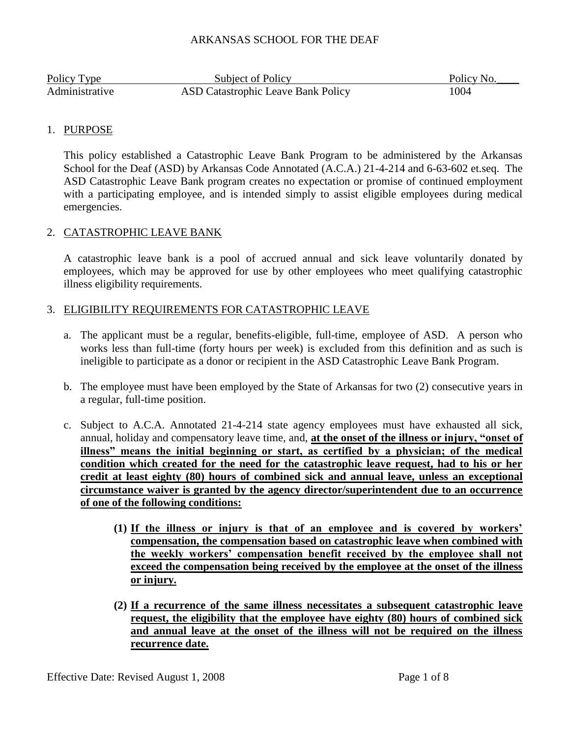# ARKANSAS SCHOOL FOR THE DEAF

| Policy Type | Subject of Policy | Policy No.____ |
|---|---|---|
| Administrative | ASD Catastrophic Leave Bank Policy | 1004 |

## 1. PURPOSE

This policy established a Catastrophic Leave Bank Program to be administered by the Arkansas School for the Deaf (ASD) by Arkansas Code Annotated (A.C.A.) 21-4-214 and 6-63-602 et.seq. The ASD Catastrophic Leave Bank program creates no expectation or promise of continued employment with a participating employee, and is intended simply to assist eligible employees during medical emergencies.

## 2. CATASTROPHIC LEAVE BANK

A catastrophic leave bank is a pool of accrued annual and sick leave voluntarily donated by employees, which may be approved for use by other employees who meet qualifying catastrophic illness eligibility requirements.

## 3. ELIGIBILITY REQUIREMENTS FOR CATASTROPHIC LEAVE

a. The applicant must be a regular, benefits-eligible, full-time, employee of ASD. A person who works less than full-time (forty hours per week) is excluded from this definition and as such is ineligible to participate as a donor or recipient in the ASD Catastrophic Leave Bank Program.

b. The employee must have been employed by the State of Arkansas for two (2) consecutive years in a regular, full-time position.

c. Subject to A.C.A. Annotated 21-4-214 state agency employees must have exhausted all sick, annual, holiday and compensatory leave time, and, **at the onset of the illness or injury, "onset of illness" means the initial beginning or start, as certified by a physician; of the medical condition which created for the need for the catastrophic leave request, had to his or her credit at least eighty (80) hours of combined sick and annual leave, unless an exceptional circumstance waiver is granted by the agency director/superintendent due to an occurrence of one of the following conditions:**

   **(1) If the illness or injury is that of an employee and is covered by workers' compensation, the compensation based on catastrophic leave when combined with the weekly workers' compensation benefit received by the employee shall not exceed the compensation being received by the employee at the onset of the illness or injury.**

   **(2) If a recurrence of the same illness necessitates a subsequent catastrophic leave request, the eligibility that the employee have eighty (80) hours of combined sick and annual leave at the onset of the illness will not be required on the illness recurrence date.**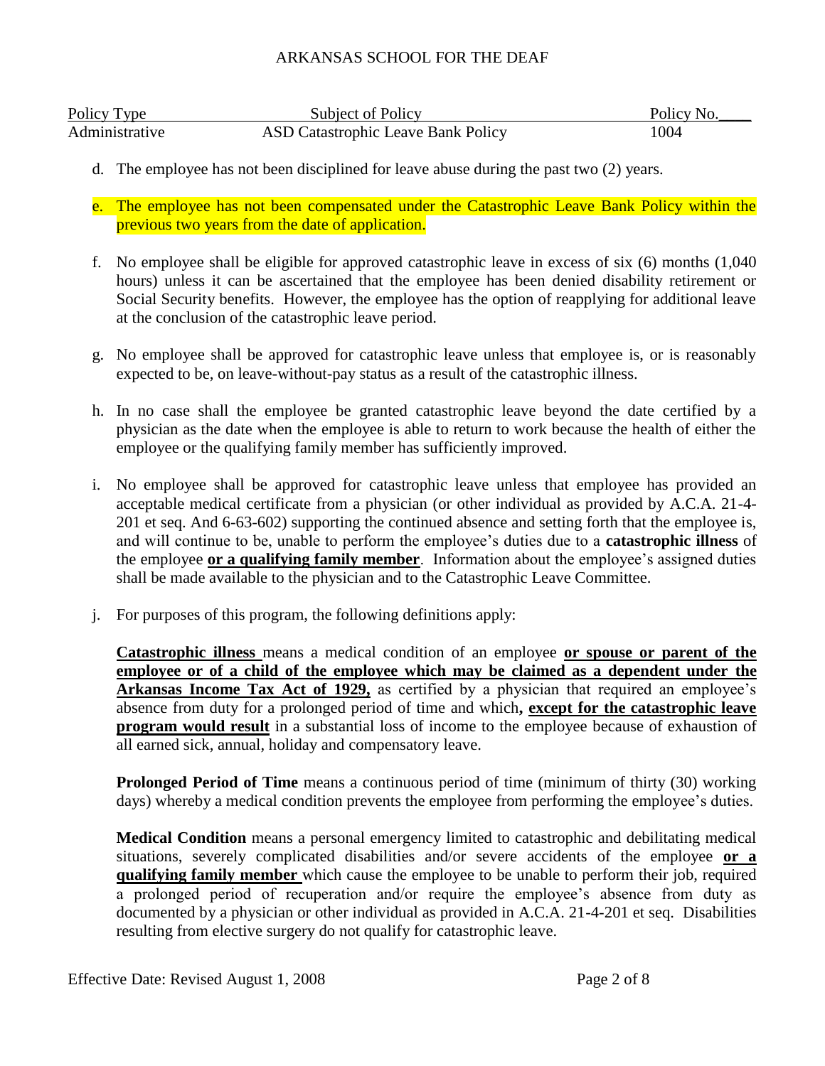d. The employee has not been disciplined for leave abuse during the past two (2) years.

e. The employee has not been compensated under the Catastrophic Leave Bank Policy within the previous two years from the date of application.

f. No employee shall be eligible for approved catastrophic leave in excess of six (6) months (1,040 hours) unless it can be ascertained that the employee has been denied disability retirement or Social Security benefits. However, the employee has the option of reapplying for additional leave at the conclusion of the catastrophic leave period.

g. No employee shall be approved for catastrophic leave unless that employee is, or is reasonably expected to be, on leave-without-pay status as a result of the catastrophic illness.

h. In no case shall the employee be granted catastrophic leave beyond the date certified by a physician as the date when the employee is able to return to work because the health of either the employee or the qualifying family member has sufficiently improved.

i. No employee shall be approved for catastrophic leave unless that employee has provided an acceptable medical certificate from a physician (or other individual as provided by A.C.A. 21-4-201 et seq. And 6-63-602) supporting the continued absence and setting forth that the employee is, and will continue to be, unable to perform the employee's duties due to a **catastrophic illness** of the employee **<u>or a qualifying family member</u>**. Information about the employee's assigned duties shall be made available to the physician and to the Catastrophic Leave Committee.

j. For purposes of this program, the following definitions apply:

   **<u>Catastrophic illness</u>** means a medical condition of an employee **<u>or spouse or parent of the employee or of a child of the employee which may be claimed as a dependent under the Arkansas Income Tax Act of 1929,</u>** as certified by a physician that required an employee's absence from duty for a prolonged period of time and which**, <u>except for the catastrophic leave program would result</u>** in a substantial loss of income to the employee because of exhaustion of all earned sick, annual, holiday and compensatory leave.

   **Prolonged Period of Time** means a continuous period of time (minimum of thirty (30) working days) whereby a medical condition prevents the employee from performing the employee's duties.

   **Medical Condition** means a personal emergency limited to catastrophic and debilitating medical situations, severely complicated disabilities and/or severe accidents of the employee **<u>or a qualifying family member</u>** which cause the employee to be unable to perform their job, required a prolonged period of recuperation and/or require the employee's absence from duty as documented by a physician or other individual as provided in A.C.A. 21-4-201 et seq. Disabilities resulting from elective surgery do not qualify for catastrophic leave.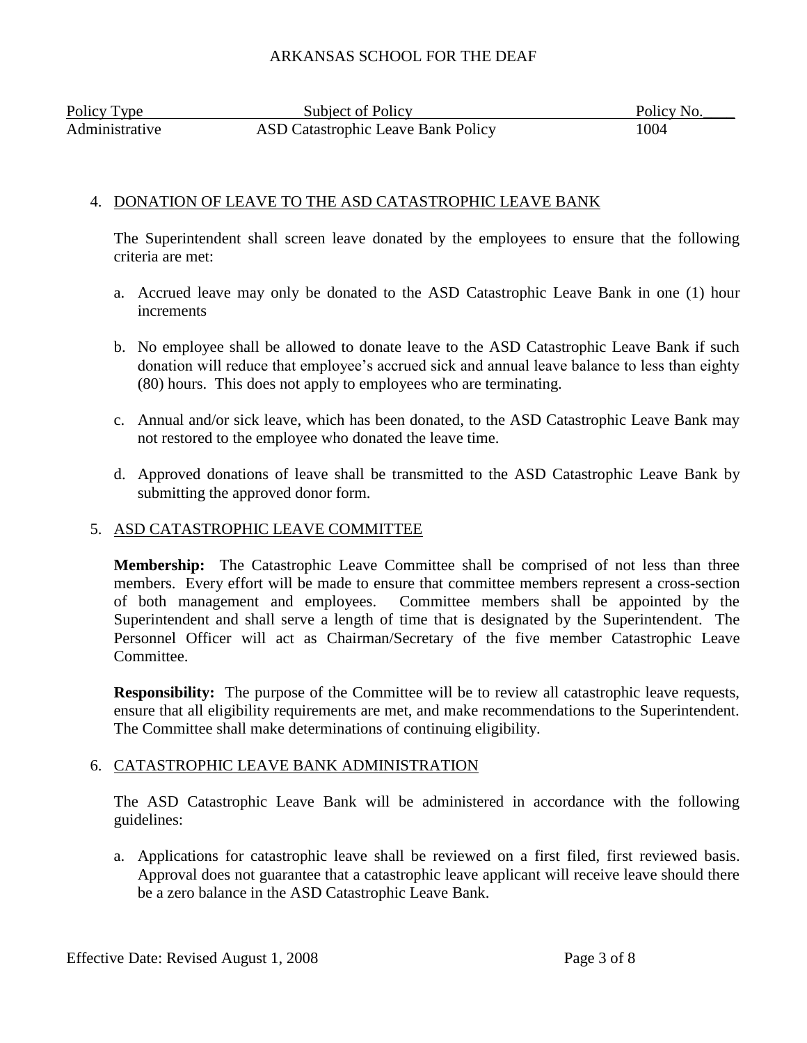| Policy Type | Subject of Policy | Policy No.____ |
|---|---|---|
| Administrative | ASD Catastrophic Leave Bank Policy | 1004 |

4. DONATION OF LEAVE TO THE ASD CATASTROPHIC LEAVE BANK

   The Superintendent shall screen leave donated by the employees to ensure that the following criteria are met:

   a. Accrued leave may only be donated to the ASD Catastrophic Leave Bank in one (1) hour increments

   b. No employee shall be allowed to donate leave to the ASD Catastrophic Leave Bank if such donation will reduce that employee's accrued sick and annual leave balance to less than eighty (80) hours. This does not apply to employees who are terminating.

   c. Annual and/or sick leave, which has been donated, to the ASD Catastrophic Leave Bank may not restored to the employee who donated the leave time.

   d. Approved donations of leave shall be transmitted to the ASD Catastrophic Leave Bank by submitting the approved donor form.

5. ASD CATASTROPHIC LEAVE COMMITTEE

   **Membership:** The Catastrophic Leave Committee shall be comprised of not less than three members. Every effort will be made to ensure that committee members represent a cross-section of both management and employees. Committee members shall be appointed by the Superintendent and shall serve a length of time that is designated by the Superintendent. The Personnel Officer will act as Chairman/Secretary of the five member Catastrophic Leave Committee.

   **Responsibility:** The purpose of the Committee will be to review all catastrophic leave requests, ensure that all eligibility requirements are met, and make recommendations to the Superintendent. The Committee shall make determinations of continuing eligibility.

6. CATASTROPHIC LEAVE BANK ADMINISTRATION

   The ASD Catastrophic Leave Bank will be administered in accordance with the following guidelines:

   a. Applications for catastrophic leave shall be reviewed on a first filed, first reviewed basis. Approval does not guarantee that a catastrophic leave applicant will receive leave should there be a zero balance in the ASD Catastrophic Leave Bank.

Effective Date: Revised August 1, 2008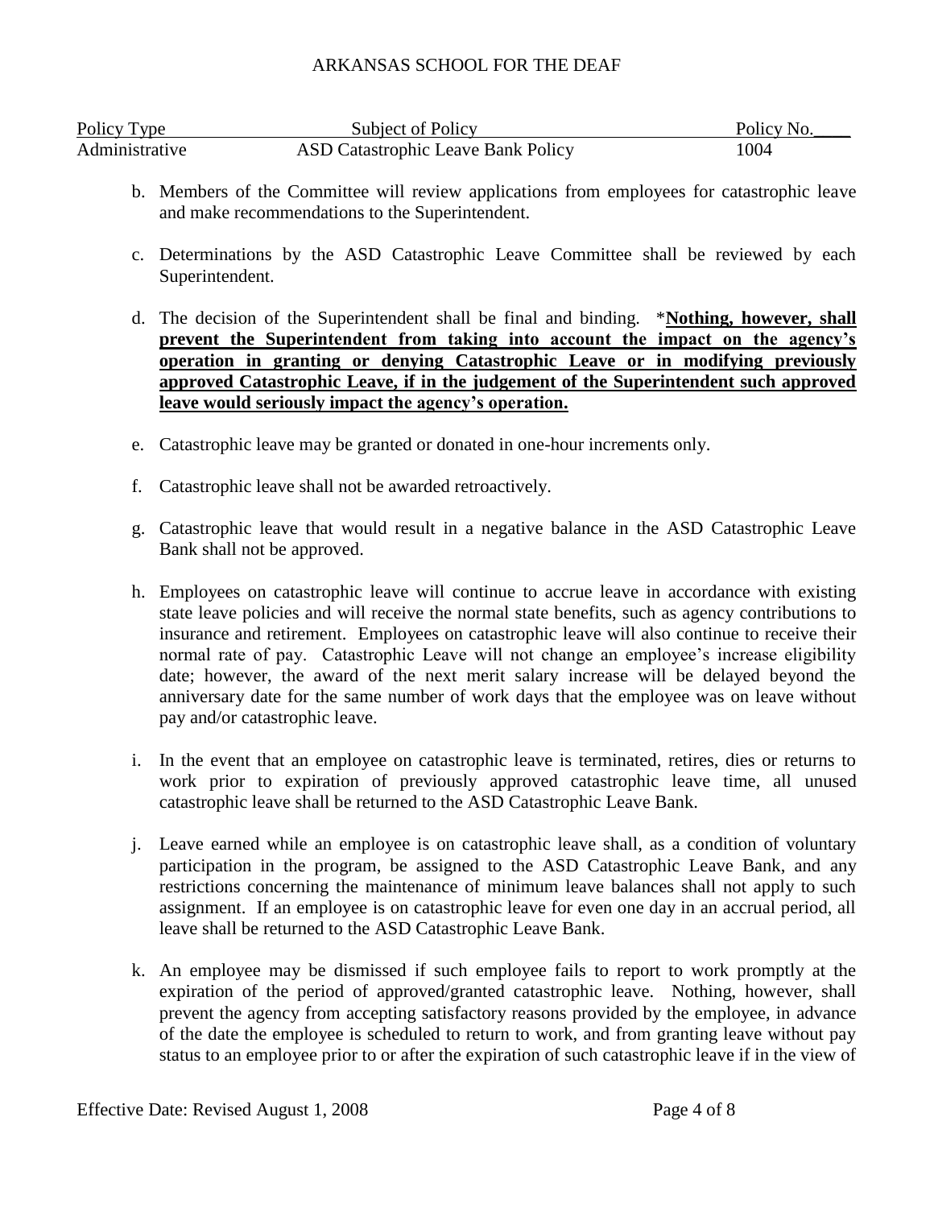| Policy Type | Subject of Policy | Policy No.____ |
| --- | --- | --- |
| Administrative | ASD Catastrophic Leave Bank Policy | 1004 |

b. Members of the Committee will review applications from employees for catastrophic leave and make recommendations to the Superintendent.

c. Determinations by the ASD Catastrophic Leave Committee shall be reviewed by each Superintendent.

d. The decision of the Superintendent shall be final and binding. *<u>**Nothing, however, shall prevent the Superintendent from taking into account the impact on the agency's operation in granting or denying Catastrophic Leave or in modifying previously approved Catastrophic Leave, if in the judgement of the Superintendent such approved leave would seriously impact the agency's operation.**</u>

e. Catastrophic leave may be granted or donated in one-hour increments only.

f. Catastrophic leave shall not be awarded retroactively.

g. Catastrophic leave that would result in a negative balance in the ASD Catastrophic Leave Bank shall not be approved.

h. Employees on catastrophic leave will continue to accrue leave in accordance with existing state leave policies and will receive the normal state benefits, such as agency contributions to insurance and retirement. Employees on catastrophic leave will also continue to receive their normal rate of pay. Catastrophic Leave will not change an employee's increase eligibility date; however, the award of the next merit salary increase will be delayed beyond the anniversary date for the same number of work days that the employee was on leave without pay and/or catastrophic leave.

i. In the event that an employee on catastrophic leave is terminated, retires, dies or returns to work prior to expiration of previously approved catastrophic leave time, all unused catastrophic leave shall be returned to the ASD Catastrophic Leave Bank.

j. Leave earned while an employee is on catastrophic leave shall, as a condition of voluntary participation in the program, be assigned to the ASD Catastrophic Leave Bank, and any restrictions concerning the maintenance of minimum leave balances shall not apply to such assignment. If an employee is on catastrophic leave for even one day in an accrual period, all leave shall be returned to the ASD Catastrophic Leave Bank.

k. An employee may be dismissed if such employee fails to report to work promptly at the expiration of the period of approved/granted catastrophic leave. Nothing, however, shall prevent the agency from accepting satisfactory reasons provided by the employee, in advance of the date the employee is scheduled to return to work, and from granting leave without pay status to an employee prior to or after the expiration of such catastrophic leave if in the view of

Effective Date: Revised August 1, 2008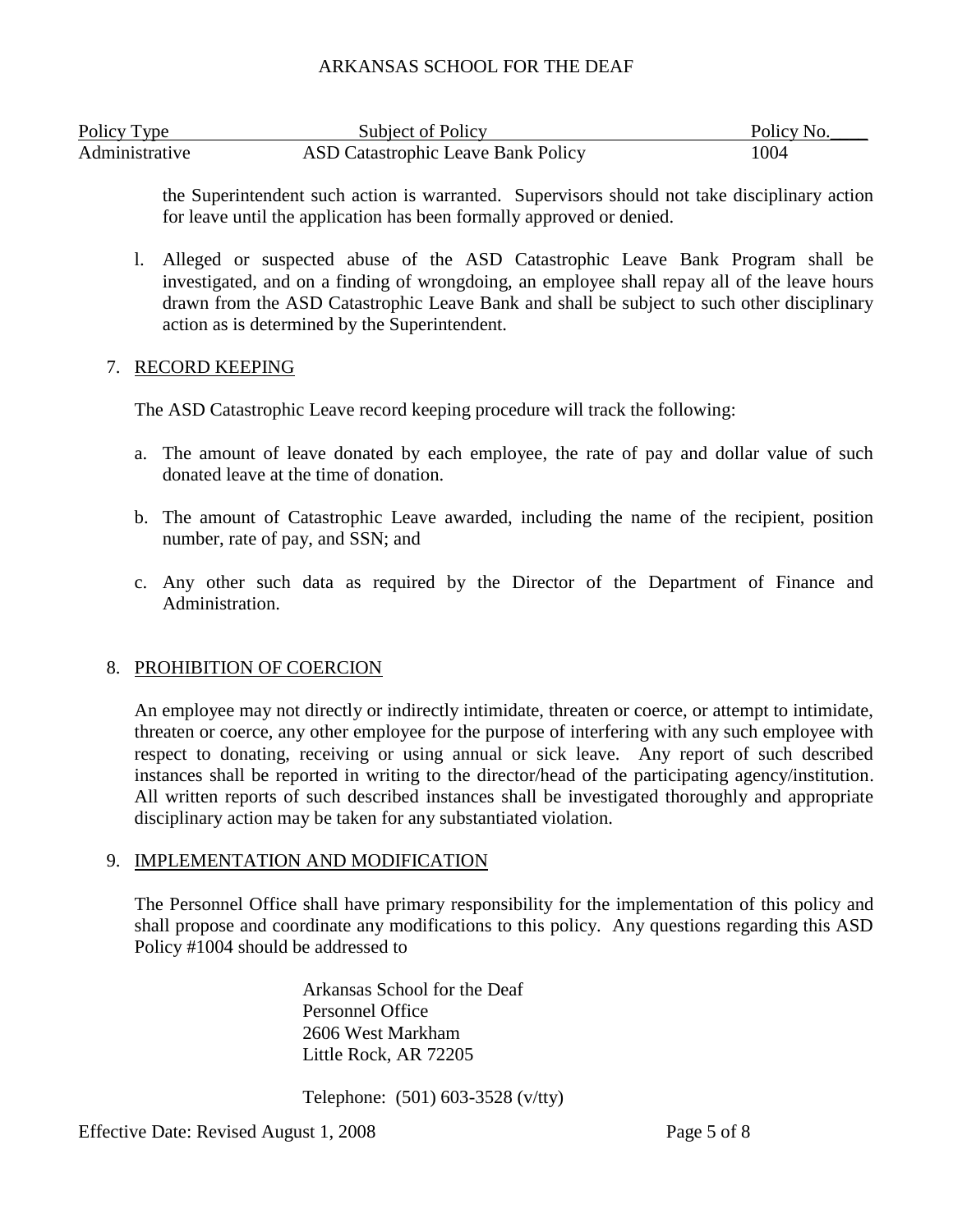the Superintendent such action is warranted. Supervisors should not take disciplinary action for leave until the application has been formally approved or denied.

l. Alleged or suspected abuse of the ASD Catastrophic Leave Bank Program shall be investigated, and on a finding of wrongdoing, an employee shall repay all of the leave hours drawn from the ASD Catastrophic Leave Bank and shall be subject to such other disciplinary action as is determined by the Superintendent.

7. RECORD KEEPING

   The ASD Catastrophic Leave record keeping procedure will track the following:

   a. The amount of leave donated by each employee, the rate of pay and dollar value of such donated leave at the time of donation.

   b. The amount of Catastrophic Leave awarded, including the name of the recipient, position number, rate of pay, and SSN; and

   c. Any other such data as required by the Director of the Department of Finance and Administration.

8. PROHIBITION OF COERCION

   An employee may not directly or indirectly intimidate, threaten or coerce, or attempt to intimidate, threaten or coerce, any other employee for the purpose of interfering with any such employee with respect to donating, receiving or using annual or sick leave. Any report of such described instances shall be reported in writing to the director/head of the participating agency/institution. All written reports of such described instances shall be investigated thoroughly and appropriate disciplinary action may be taken for any substantiated violation.

9. IMPLEMENTATION AND MODIFICATION

   The Personnel Office shall have primary responsibility for the implementation of this policy and shall propose and coordinate any modifications to this policy. Any questions regarding this ASD Policy #1004 should be addressed to

   Arkansas School for the Deaf  
   Personnel Office  
   2606 West Markham  
   Little Rock, AR 72205

   Telephone: (501) 603-3528 (v/tty)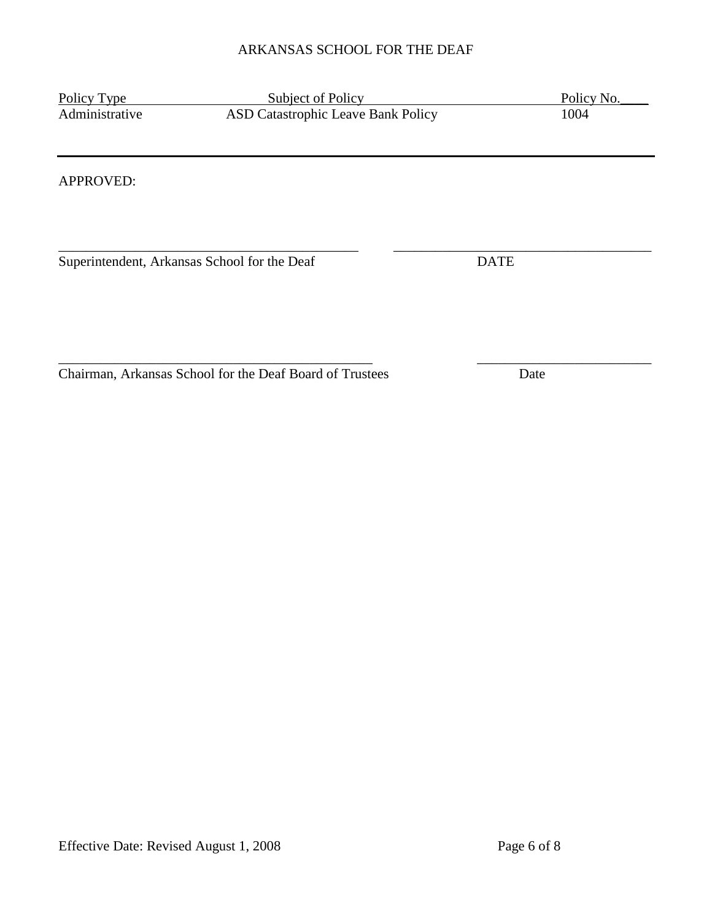ARKANSAS SCHOOL FOR THE DEAF

| Policy Type | Subject of Policy | Policy No.____ |
|---|---|---|
| Administrative | ASD Catastrophic Leave Bank Policy | 1004 |

---

APPROVED:

_____________________________________________ &nbsp;&nbsp;&nbsp;&nbsp; ______________________________________

Superintendent, Arkansas School for the Deaf &nbsp;&nbsp;&nbsp;&nbsp; DATE

_______________________________________________ &nbsp;&nbsp;&nbsp;&nbsp; _________________________

Chairman, Arkansas School for the Deaf Board of Trustees &nbsp;&nbsp;&nbsp;&nbsp; Date

Effective Date: Revised August 1, 2008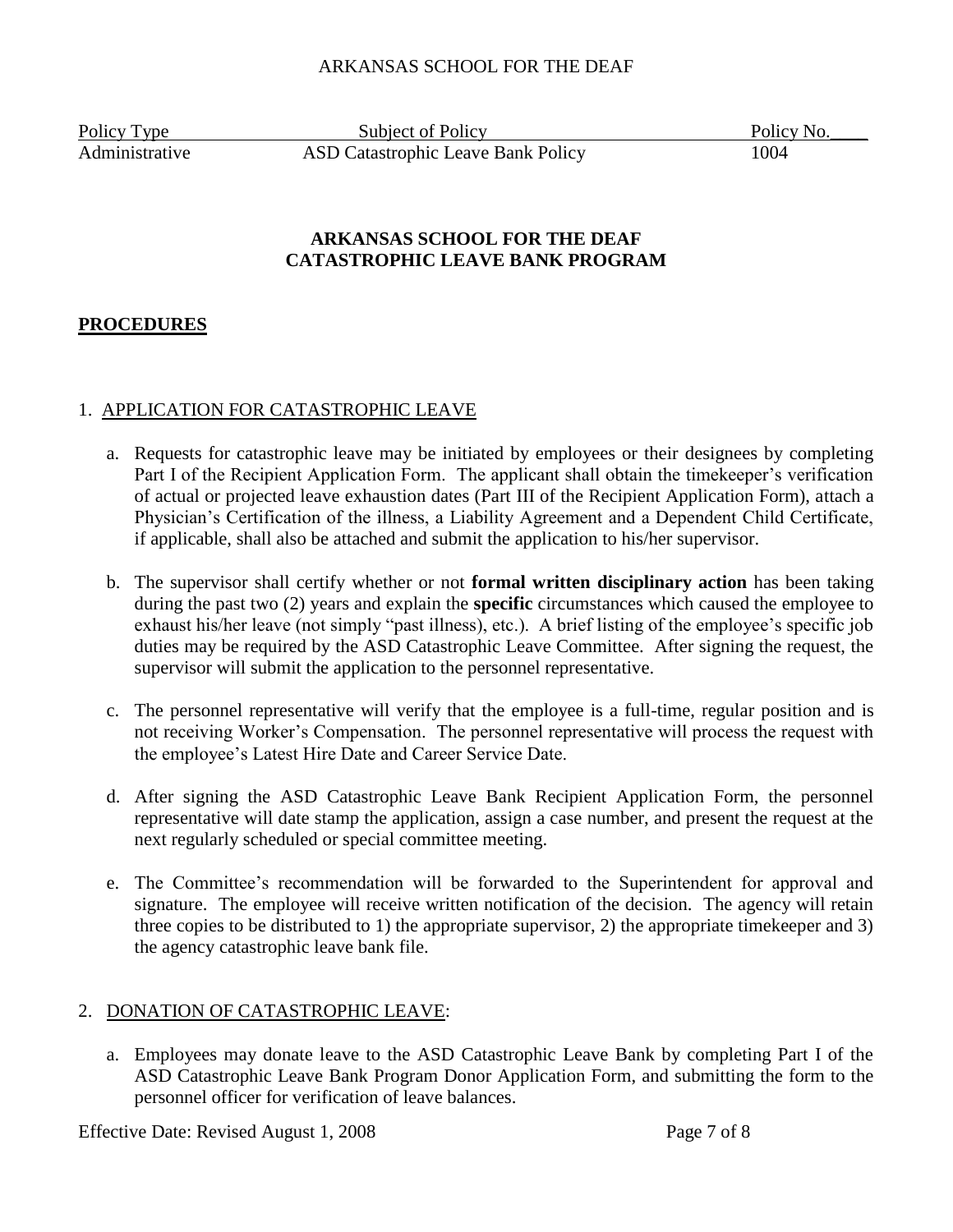ARKANSAS SCHOOL FOR THE DEAF

| Policy Type | Subject of Policy | Policy No.\_\_\_\_ |
|---|---|---|
| Administrative | ASD Catastrophic Leave Bank Policy | 1004 |

**ARKANSAS SCHOOL FOR THE DEAF**
**CATASTROPHIC LEAVE BANK PROGRAM**

## PROCEDURES

1. APPLICATION FOR CATASTROPHIC LEAVE

    a. Requests for catastrophic leave may be initiated by employees or their designees by completing Part I of the Recipient Application Form. The applicant shall obtain the timekeeper's verification of actual or projected leave exhaustion dates (Part III of the Recipient Application Form), attach a Physician's Certification of the illness, a Liability Agreement and a Dependent Child Certificate, if applicable, shall also be attached and submit the application to his/her supervisor.

    b. The supervisor shall certify whether or not **formal written disciplinary action** has been taking during the past two (2) years and explain the **specific** circumstances which caused the employee to exhaust his/her leave (not simply "past illness), etc.). A brief listing of the employee's specific job duties may be required by the ASD Catastrophic Leave Committee. After signing the request, the supervisor will submit the application to the personnel representative.

    c. The personnel representative will verify that the employee is a full-time, regular position and is not receiving Worker's Compensation. The personnel representative will process the request with the employee's Latest Hire Date and Career Service Date.

    d. After signing the ASD Catastrophic Leave Bank Recipient Application Form, the personnel representative will date stamp the application, assign a case number, and present the request at the next regularly scheduled or special committee meeting.

    e. The Committee's recommendation will be forwarded to the Superintendent for approval and signature. The employee will receive written notification of the decision. The agency will retain three copies to be distributed to 1) the appropriate supervisor, 2) the appropriate timekeeper and 3) the agency catastrophic leave bank file.

2. DONATION OF CATASTROPHIC LEAVE:

    a. Employees may donate leave to the ASD Catastrophic Leave Bank by completing Part I of the ASD Catastrophic Leave Bank Program Donor Application Form, and submitting the form to the personnel officer for verification of leave balances.

Effective Date: Revised August 1, 2008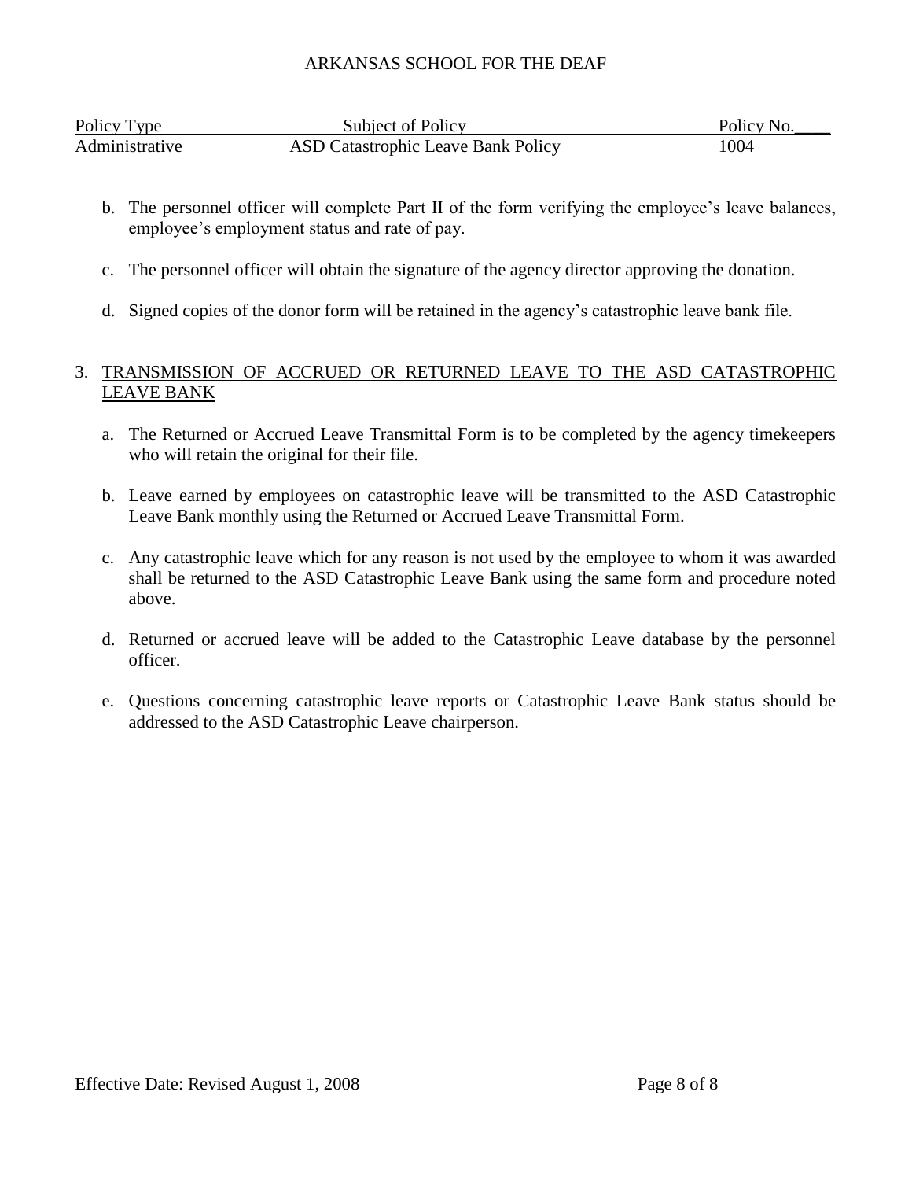b. The personnel officer will complete Part II of the form verifying the employee's leave balances, employee's employment status and rate of pay.

c. The personnel officer will obtain the signature of the agency director approving the donation.

d. Signed copies of the donor form will be retained in the agency's catastrophic leave bank file.

3. TRANSMISSION OF ACCRUED OR RETURNED LEAVE TO THE ASD CATASTROPHIC LEAVE BANK

   a. The Returned or Accrued Leave Transmittal Form is to be completed by the agency timekeepers who will retain the original for their file.

   b. Leave earned by employees on catastrophic leave will be transmitted to the ASD Catastrophic Leave Bank monthly using the Returned or Accrued Leave Transmittal Form.

   c. Any catastrophic leave which for any reason is not used by the employee to whom it was awarded shall be returned to the ASD Catastrophic Leave Bank using the same form and procedure noted above.

   d. Returned or accrued leave will be added to the Catastrophic Leave database by the personnel officer.

   e. Questions concerning catastrophic leave reports or Catastrophic Leave Bank status should be addressed to the ASD Catastrophic Leave chairperson.